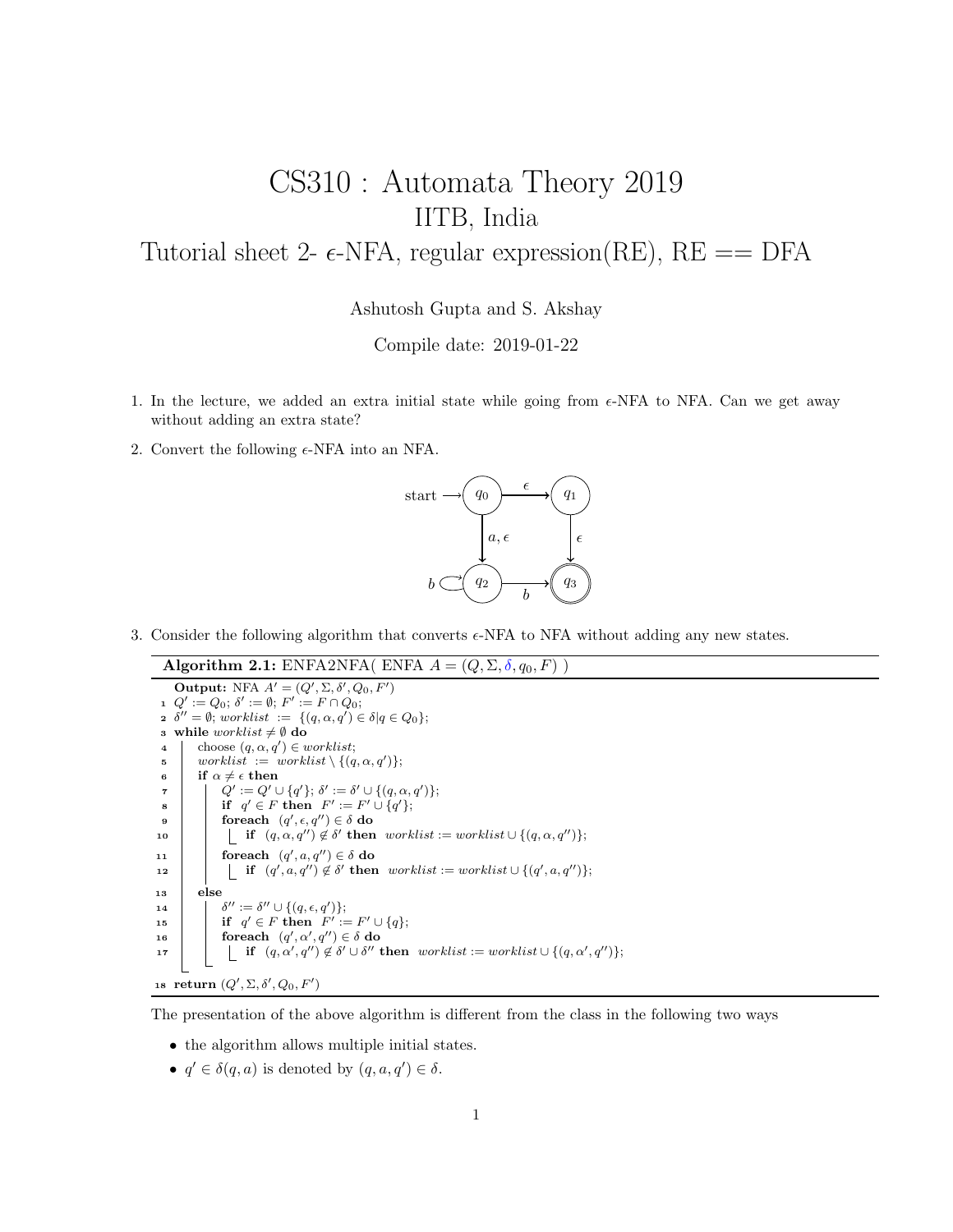# CS310 : Automata Theory 2019

## IITB, India

## Tutorial sheet 2- $\epsilon$-NFA, regular expression(RE), RE == DFA

Ashutosh Gupta and S. Akshay

Compile date: 2019-01-22

1. In the lecture, we added an extra initial state while going from $\epsilon$-NFA to NFA. Can we get away without adding an extra state?

2. Convert the following $\epsilon$-NFA into an NFA.

3. Consider the following algorithm that converts $\epsilon$-NFA to NFA without adding any new states.

**Algorithm 2.1:** ENFA2NFA( ENFA $A = (Q, \Sigma, \delta, q_0, F)$ )

```
   Output: NFA A' = (Q', Σ, δ', Q_0, F')
1  Q' := Q_0; δ' := ∅; F' := F ∩ Q_0;
2  δ'' = ∅; worklist := {(q, α, q') ∈ δ | q ∈ Q_0};
3  while worklist ≠ ∅ do
4      choose (q, α, q') ∈ worklist;
5      worklist := worklist \ {(q, α, q')};
6      if α ≠ ε then
7          Q' := Q' ∪ {q'}; δ' := δ' ∪ {(q, α, q')};
8          if q' ∈ F then F' := F' ∪ {q'};
9          foreach (q', ε, q'') ∈ δ do
10             if (q, α, q'') ∉ δ' then worklist := worklist ∪ {(q, α, q'')};
11         foreach (q', a, q'') ∈ δ do
12             if (q', a, q'') ∉ δ' then worklist := worklist ∪ {(q', a, q'')};
13     else
14         δ'' := δ'' ∪ {(q, ε, q')};
15         if q' ∈ F then F' := F' ∪ {q};
16         foreach (q', α', q'') ∈ δ do
17             if (q, α', q'') ∉ δ' ∪ δ'' then worklist := worklist ∪ {(q, α', q'')};
18 return (Q', Σ, δ', Q_0, F')
```

The presentation of the above algorithm is different from the class in the following two ways

- the algorithm allows multiple initial states.
- $q' \in \delta(q, a)$ is denoted by $(q, a, q') \in \delta$.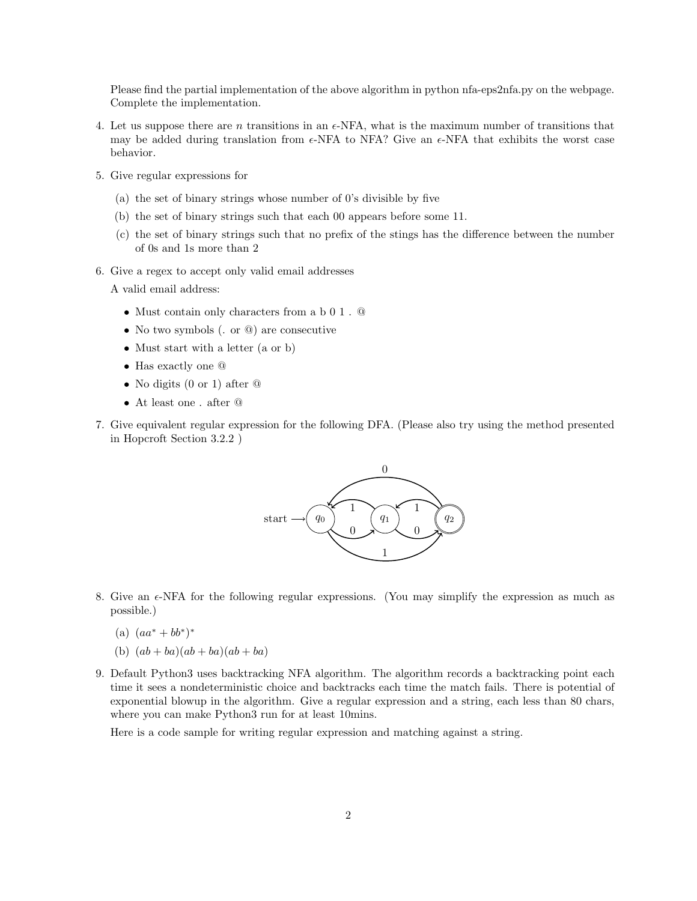Please find the partial implementation of the above algorithm in python nfa-eps2nfa.py on the webpage. Complete the implementation.

4. Let us suppose there are $n$ transitions in an $\epsilon$-NFA, what is the maximum number of transitions that may be added during translation from $\epsilon$-NFA to NFA? Give an $\epsilon$-NFA that exhibits the worst case behavior.

5. Give regular expressions for

   (a) the set of binary strings whose number of 0's divisible by five

   (b) the set of binary strings such that each 00 appears before some 11.

   (c) the set of binary strings such that no prefix of the stings has the difference between the number of 0s and 1s more than 2

6. Give a regex to accept only valid email addresses

   A valid email address:

   - Must contain only characters from a b 0 1 . @
   - No two symbols (. or @) are consecutive
   - Must start with a letter (a or b)
   - Has exactly one @
   - No digits (0 or 1) after @
   - At least one . after @

7. Give equivalent regular expression for the following DFA. (Please also try using the method presented in Hopcroft Section 3.2.2 )

8. Give an $\epsilon$-NFA for the following regular expressions. (You may simplify the expression as much as possible.)

   (a) $(aa^* + bb^*)^*$

   (b) $(ab + ba)(ab + ba)(ab + ba)$

9. Default Python3 uses backtracking NFA algorithm. The algorithm records a backtracking point each time it sees a nondeterministic choice and backtracks each time the match fails. There is potential of exponential blowup in the algorithm. Give a regular expression and a string, each less than 80 chars, where you can make Python3 run for at least 10mins.

   Here is a code sample for writing regular expression and matching against a string.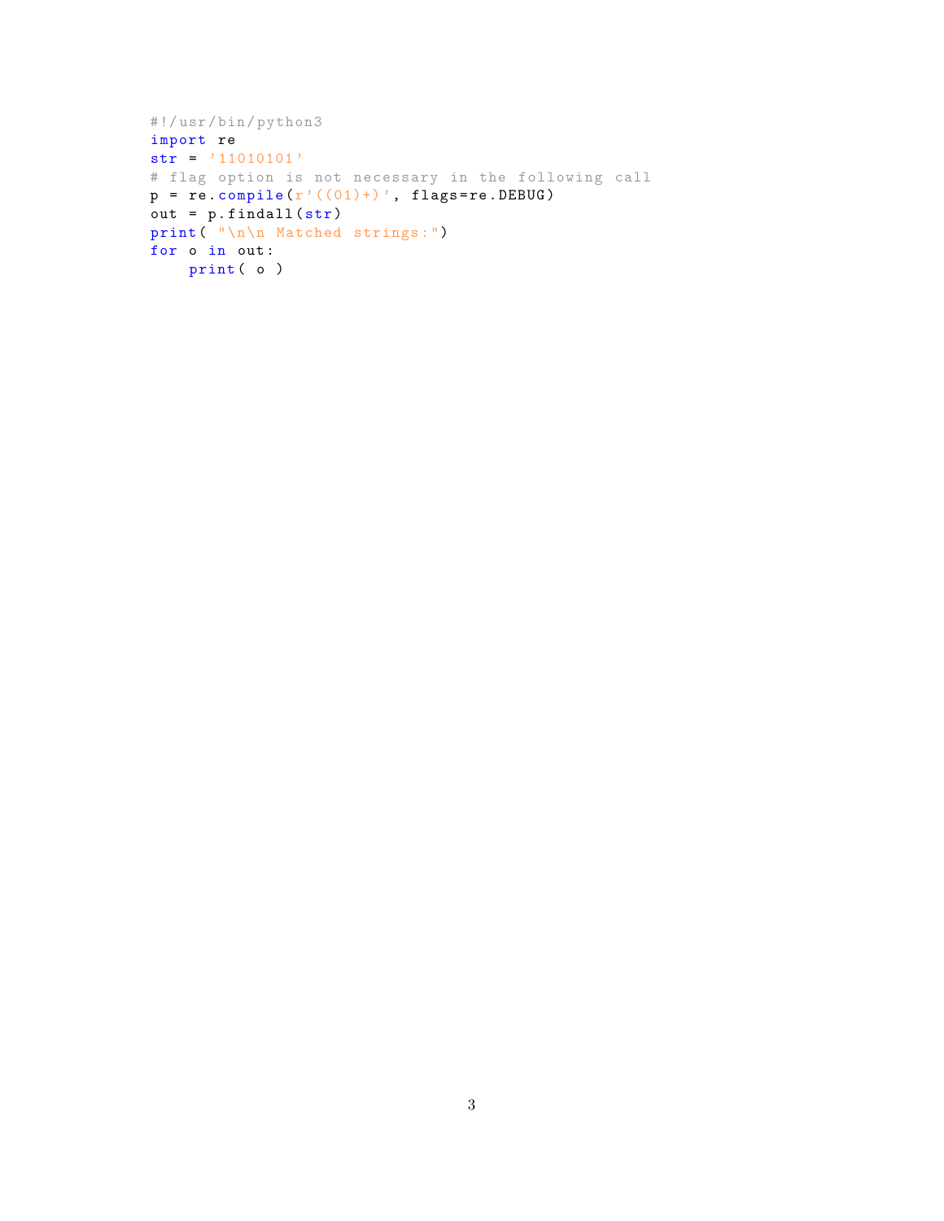```python
#!/usr/bin/python3
import re
str = '11010101'
# flag option is not necessary in the following call
p = re.compile(r'((01)+)', flags=re.DEBUG)
out = p.findall(str)
print( "\n\n Matched strings:")
for o in out:
    print( o )
```